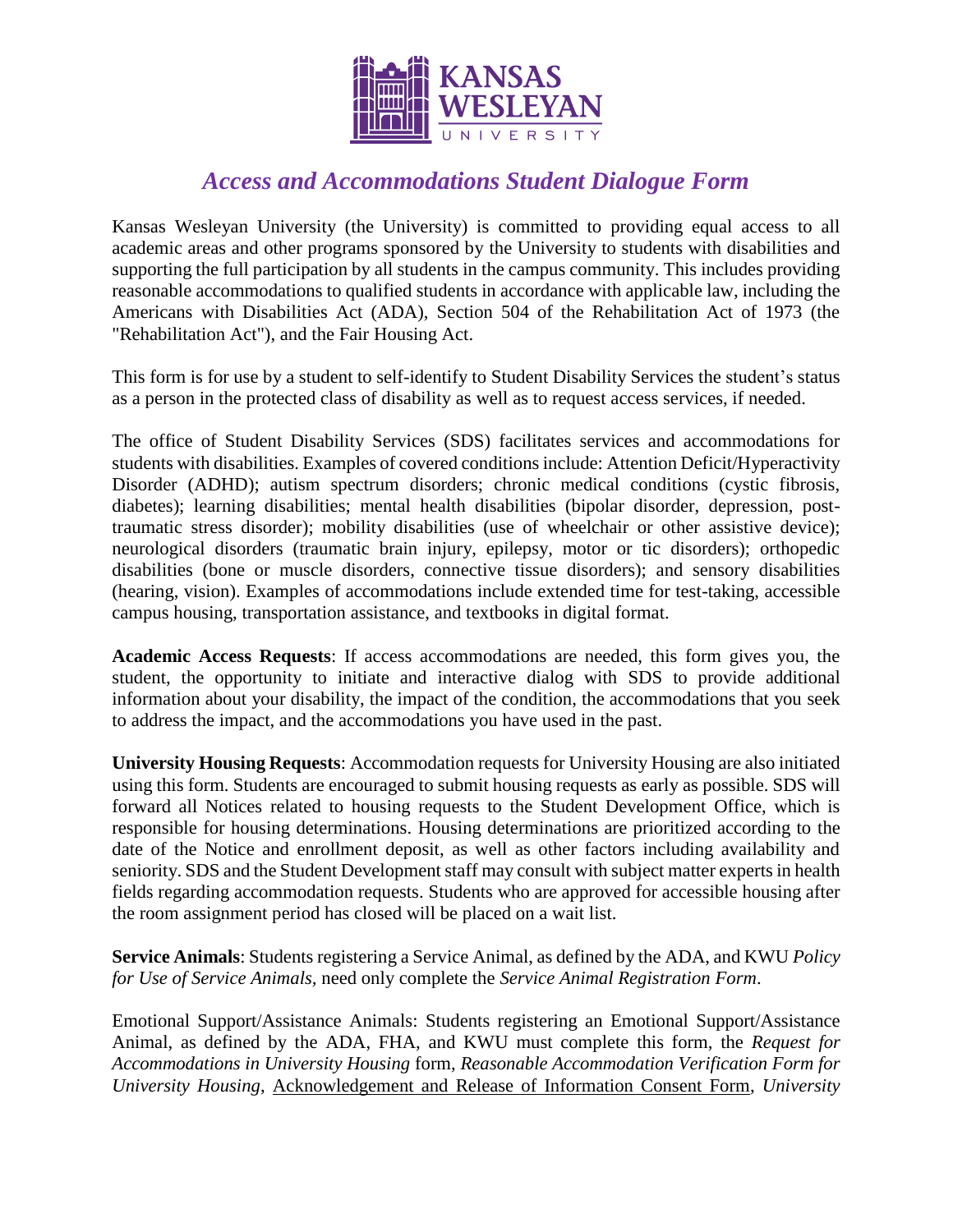# *Access and Accommodations Student Dialogue Form*

Kansas Wesleyan University (the University) is committed to providing equal access to all academic areas and other programs sponsored by the University to students with disabilities and supporting the full participation by all students in the campus community. This includes providing reasonable accommodations to qualified students in accordance with applicable law, including the Americans with Disabilities Act (ADA), Section 504 of the Rehabilitation Act of 1973 (the "Rehabilitation Act"), and the Fair Housing Act.

This form is for use by a student to self-identify to Student Disability Services the student's status as a person in the protected class of disability as well as to request access services, if needed.

The office of Student Disability Services (SDS) facilitates services and accommodations for students with disabilities. Examples of covered conditions include: Attention Deficit/Hyperactivity Disorder (ADHD); autism spectrum disorders; chronic medical conditions (cystic fibrosis, diabetes); learning disabilities; mental health disabilities (bipolar disorder, depression, post-traumatic stress disorder); mobility disabilities (use of wheelchair or other assistive device); neurological disorders (traumatic brain injury, epilepsy, motor or tic disorders); orthopedic disabilities (bone or muscle disorders, connective tissue disorders); and sensory disabilities (hearing, vision). Examples of accommodations include extended time for test-taking, accessible campus housing, transportation assistance, and textbooks in digital format.

**Academic Access Requests**: If access accommodations are needed, this form gives you, the student, the opportunity to initiate and interactive dialog with SDS to provide additional information about your disability, the impact of the condition, the accommodations that you seek to address the impact, and the accommodations you have used in the past.

**University Housing Requests**: Accommodation requests for University Housing are also initiated using this form. Students are encouraged to submit housing requests as early as possible. SDS will forward all Notices related to housing requests to the Student Development Office, which is responsible for housing determinations. Housing determinations are prioritized according to the date of the Notice and enrollment deposit, as well as other factors including availability and seniority. SDS and the Student Development staff may consult with subject matter experts in health fields regarding accommodation requests. Students who are approved for accessible housing after the room assignment period has closed will be placed on a wait list.

**Service Animals**: Students registering a Service Animal, as defined by the ADA, and KWU *Policy for Use of Service Animals*, need only complete the *Service Animal Registration Form*.

Emotional Support/Assistance Animals: Students registering an Emotional Support/Assistance Animal, as defined by the ADA, FHA, and KWU must complete this form, the *Request for Accommodations in University Housing* form, *Reasonable Accommodation Verification Form for University Housing*, Acknowledgement and Release of Information Consent Form, *University*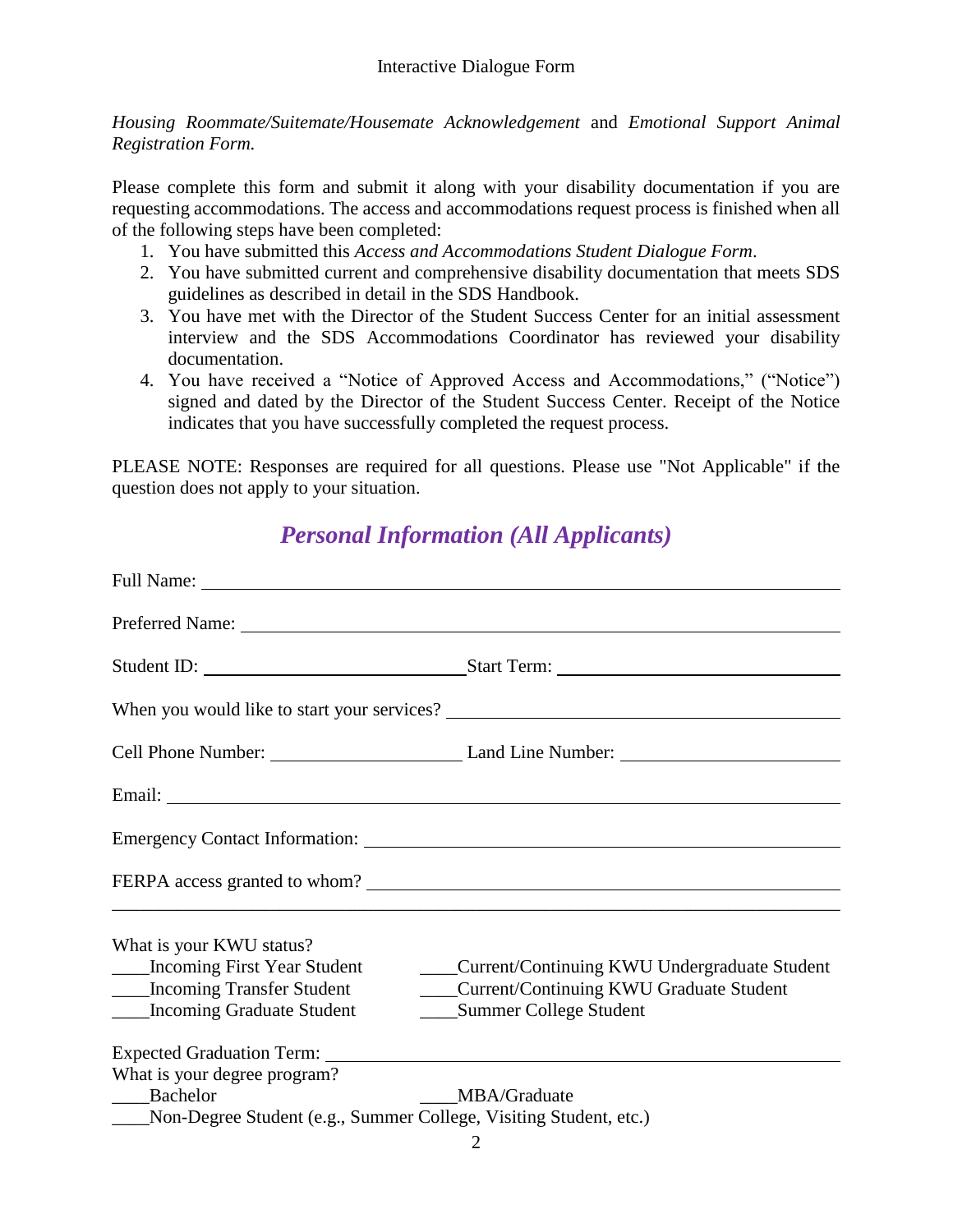Interactive Dialogue Form

*Housing Roommate/Suitemate/Housemate Acknowledgement* and *Emotional Support Animal Registration Form.*

Please complete this form and submit it along with your disability documentation if you are requesting accommodations. The access and accommodations request process is finished when all of the following steps have been completed:

1. You have submitted this *Access and Accommodations Student Dialogue Form*.
2. You have submitted current and comprehensive disability documentation that meets SDS guidelines as described in detail in the SDS Handbook.
3. You have met with the Director of the Student Success Center for an initial assessment interview and the SDS Accommodations Coordinator has reviewed your disability documentation.
4. You have received a "Notice of Approved Access and Accommodations," ("Notice") signed and dated by the Director of the Student Success Center. Receipt of the Notice indicates that you have successfully completed the request process.

PLEASE NOTE: Responses are required for all questions. Please use "Not Applicable" if the question does not apply to your situation.

## *Personal Information (All Applicants)*

Full Name: ______________________________________________________________

Preferred Name: __________________________________________________________

Student ID: ____________________________ Start Term: ____________________________

When you would like to start your services? ______________________________________

Cell Phone Number: ____________________ Land Line Number: ______________________

Email: __________________________________________________________________

Emergency Contact Information: _____________________________________________

FERPA access granted to whom? _____________________________________________

________________________________________________________________________

What is your KWU status?

____Incoming First Year Student
____Incoming Transfer Student
____Incoming Graduate Student
____Current/Continuing KWU Undergraduate Student
____Current/Continuing KWU Graduate Student
____Summer College Student

Expected Graduation Term: __________________________________________________

What is your degree program?

____Bachelor
____MBA/Graduate
____Non-Degree Student (e.g., Summer College, Visiting Student, etc.)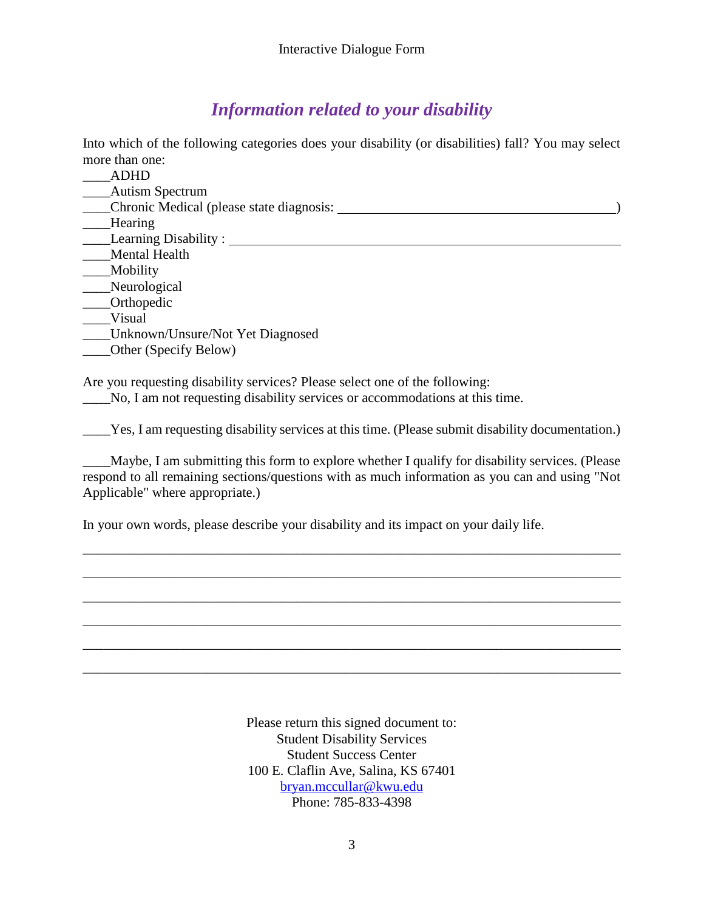Interactive Dialogue Form

## *Information related to your disability*

Into which of the following categories does your disability (or disabilities) fall? You may select more than one:

____ADHD
____Autism Spectrum
____Chronic Medical (please state diagnosis: ________________________________________)
____Hearing
____Learning Disability : ____________________________________________________________
____Mental Health
____Mobility
____Neurological
____Orthopedic
____Visual
____Unknown/Unsure/Not Yet Diagnosed
____Other (Specify Below)

Are you requesting disability services? Please select one of the following:
____No, I am not requesting disability services or accommodations at this time.

____Yes, I am requesting disability services at this time. (Please submit disability documentation.)

____Maybe, I am submitting this form to explore whether I qualify for disability services. (Please respond to all remaining sections/questions with as much information as you can and using "Not Applicable" where appropriate.)

In your own words, please describe your disability and its impact on your daily life.

_______________________________________________________________________________

_______________________________________________________________________________

_______________________________________________________________________________

_______________________________________________________________________________

_______________________________________________________________________________

_______________________________________________________________________________

Please return this signed document to:
Student Disability Services
Student Success Center
100 E. Claflin Ave, Salina, KS 67401
bryan.mccullar@kwu.edu
Phone: 785-833-4398